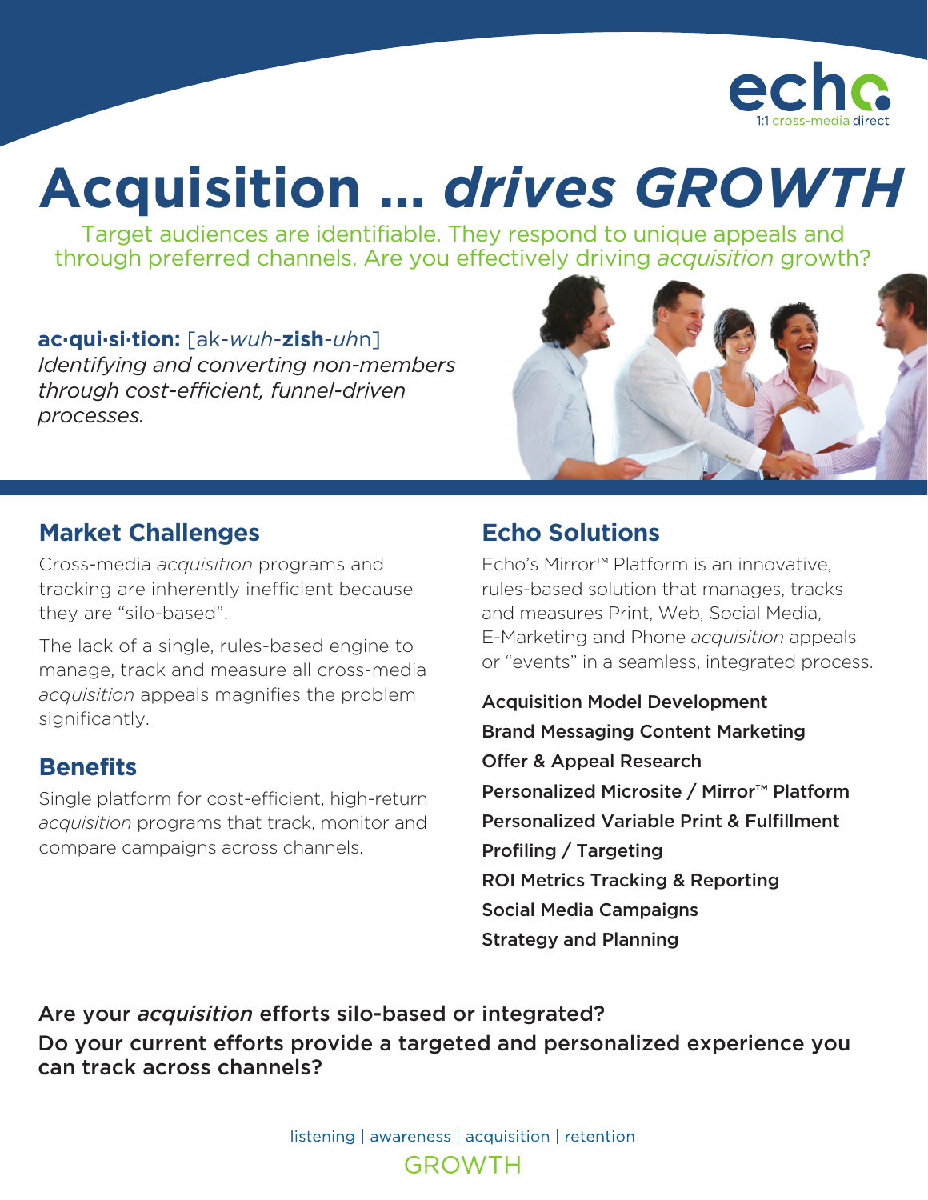echo
1:1 cross-media direct

# Acquisition ... *drives GROWTH*

Target audiences are identifiable. They respond to unique appeals and through preferred channels. Are you effectively driving *acquisition* growth?

**ac·qui·si·tion:** [ak-*wuh*-**zish**-*uh*n]
*Identifying and converting non-members through cost-efficient, funnel-driven processes.*

## Market Challenges

Cross-media *acquisition* programs and tracking are inherently inefficient because they are "silo-based".

The lack of a single, rules-based engine to manage, track and measure all cross-media *acquisition* appeals magnifies the problem significantly.

## Benefits

Single platform for cost-efficient, high-return *acquisition* programs that track, monitor and compare campaigns across channels.

## Echo Solutions

Echo's Mirror™ Platform is an innovative, rules-based solution that manages, tracks and measures Print, Web, Social Media, E-Marketing and Phone *acquisition* appeals or "events" in a seamless, integrated process.

- Acquisition Model Development
- Brand Messaging Content Marketing
- Offer & Appeal Research
- Personalized Microsite / Mirror™ Platform
- Personalized Variable Print & Fulfillment
- Profiling / Targeting
- ROI Metrics Tracking & Reporting
- Social Media Campaigns
- Strategy and Planning

Are your *acquisition* efforts silo-based or integrated?
Do your current efforts provide a targeted and personalized experience you can track across channels?

listening | awareness | acquisition | retention
GROWTH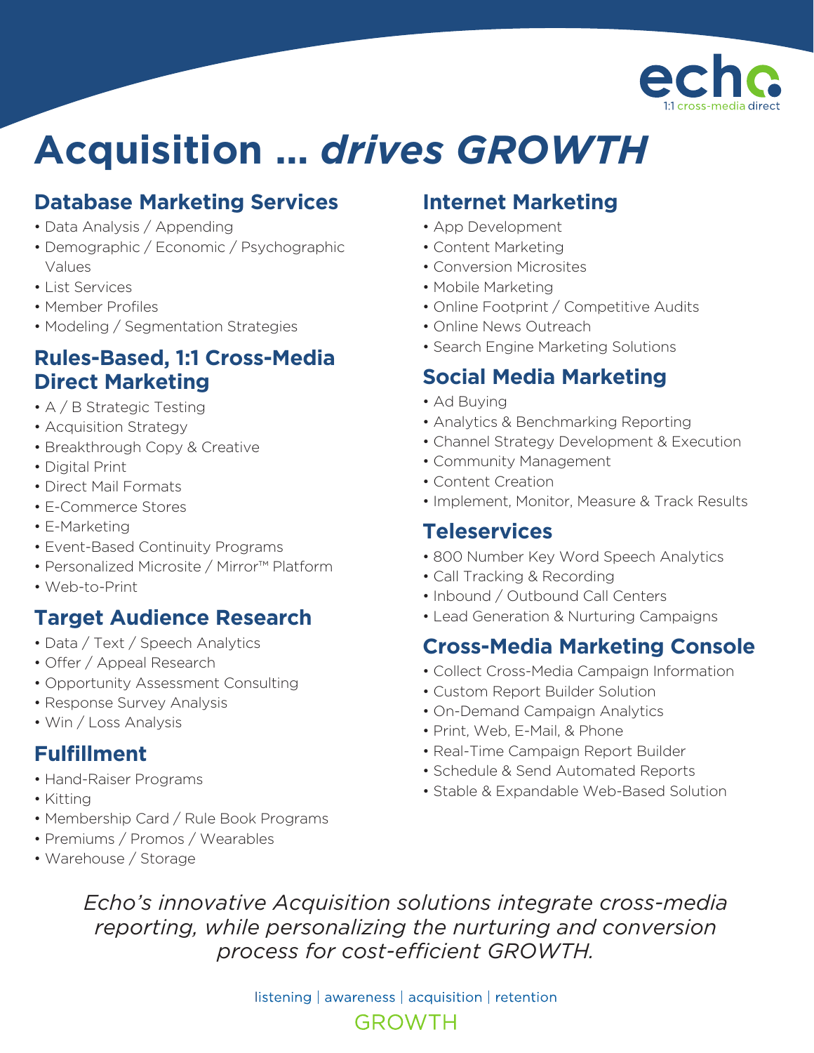echo
1:1 cross-media direct

# Acquisition ... *drives GROWTH*

## Database Marketing Services

- Data Analysis / Appending
- Demographic / Economic / Psychographic Values
- List Services
- Member Profiles
- Modeling / Segmentation Strategies

## Rules-Based, 1:1 Cross-Media Direct Marketing

- A / B Strategic Testing
- Acquisition Strategy
- Breakthrough Copy & Creative
- Digital Print
- Direct Mail Formats
- E-Commerce Stores
- E-Marketing
- Event-Based Continuity Programs
- Personalized Microsite / Mirror™ Platform
- Web-to-Print

## Target Audience Research

- Data / Text / Speech Analytics
- Offer / Appeal Research
- Opportunity Assessment Consulting
- Response Survey Analysis
- Win / Loss Analysis

## Fulfillment

- Hand-Raiser Programs
- Kitting
- Membership Card / Rule Book Programs
- Premiums / Promos / Wearables
- Warehouse / Storage

## Internet Marketing

- App Development
- Content Marketing
- Conversion Microsites
- Mobile Marketing
- Online Footprint / Competitive Audits
- Online News Outreach
- Search Engine Marketing Solutions

## Social Media Marketing

- Ad Buying
- Analytics & Benchmarking Reporting
- Channel Strategy Development & Execution
- Community Management
- Content Creation
- Implement, Monitor, Measure & Track Results

## Teleservices

- 800 Number Key Word Speech Analytics
- Call Tracking & Recording
- Inbound / Outbound Call Centers
- Lead Generation & Nurturing Campaigns

## Cross-Media Marketing Console

- Collect Cross-Media Campaign Information
- Custom Report Builder Solution
- On-Demand Campaign Analytics
- Print, Web, E-Mail, & Phone
- Real-Time Campaign Report Builder
- Schedule & Send Automated Reports
- Stable & Expandable Web-Based Solution

*Echo's innovative Acquisition solutions integrate cross-media reporting, while personalizing the nurturing and conversion process for cost-efficient GROWTH.*

listening | awareness | acquisition | retention

GROWTH